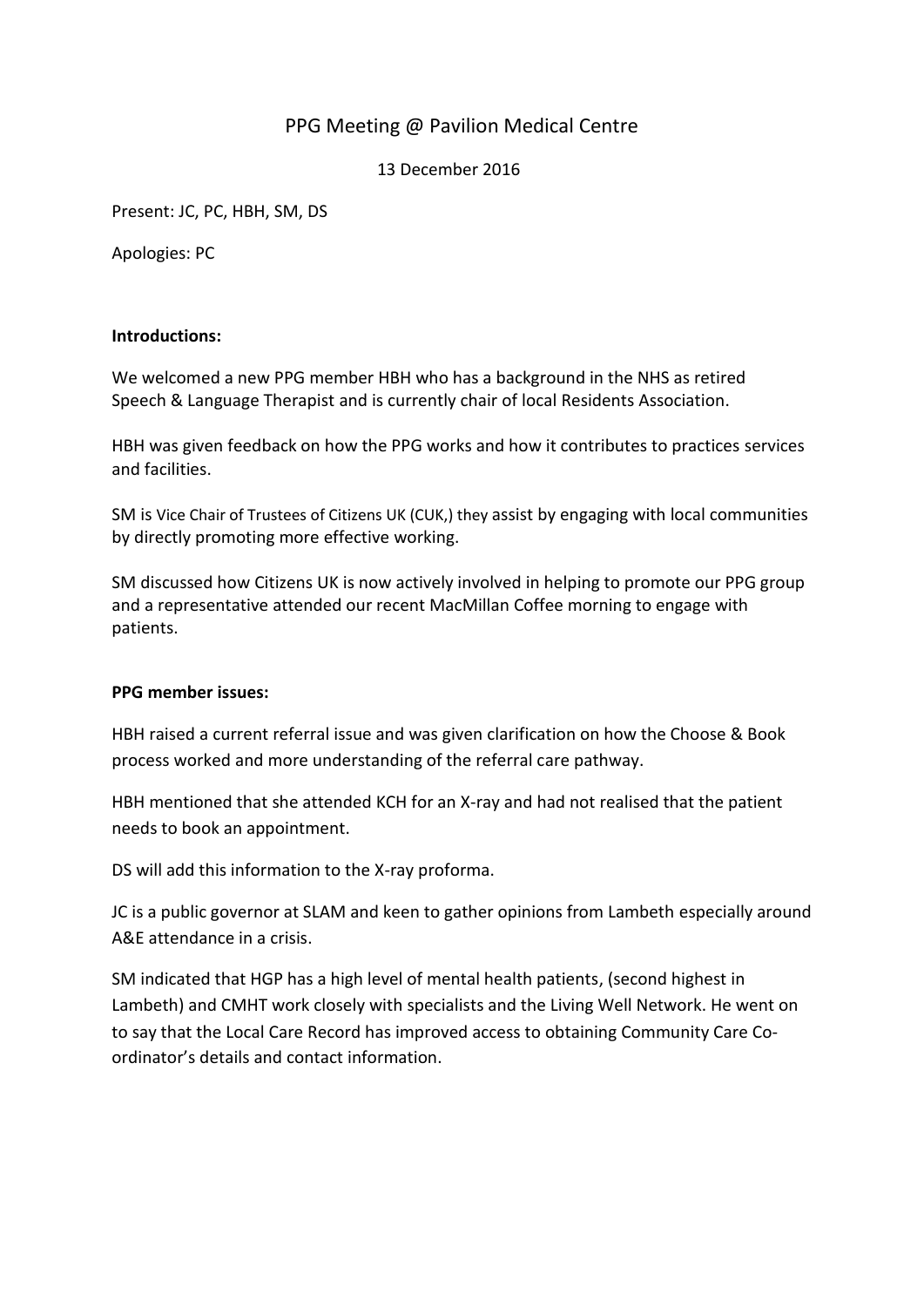# PPG Meeting @ Pavilion Medical Centre

13 December 2016

Present: JC, PC, HBH, SM, DS

Apologies: PC

**Introductions:**

We welcomed a new PPG member HBH who has a background in the NHS as retired Speech & Language Therapist and is currently chair of local Residents Association.

HBH was given feedback on how the PPG works and how it contributes to practices services and facilities.

SM is Vice Chair of Trustees of Citizens UK (CUK,) they assist by engaging with local communities by directly promoting more effective working.

SM discussed how Citizens UK is now actively involved in helping to promote our PPG group and a representative attended our recent MacMillan Coffee morning to engage with patients.

**PPG member issues:**

HBH raised a current referral issue and was given clarification on how the Choose & Book process worked and more understanding of the referral care pathway.

HBH mentioned that she attended KCH for an X-ray and had not realised that the patient needs to book an appointment.

DS will add this information to the X-ray proforma.

JC is a public governor at SLAM and keen to gather opinions from Lambeth especially around A&E attendance in a crisis.

SM indicated that HGP has a high level of mental health patients, (second highest in Lambeth) and CMHT work closely with specialists and the Living Well Network. He went on to say that the Local Care Record has improved access to obtaining Community Care Co-ordinator's details and contact information.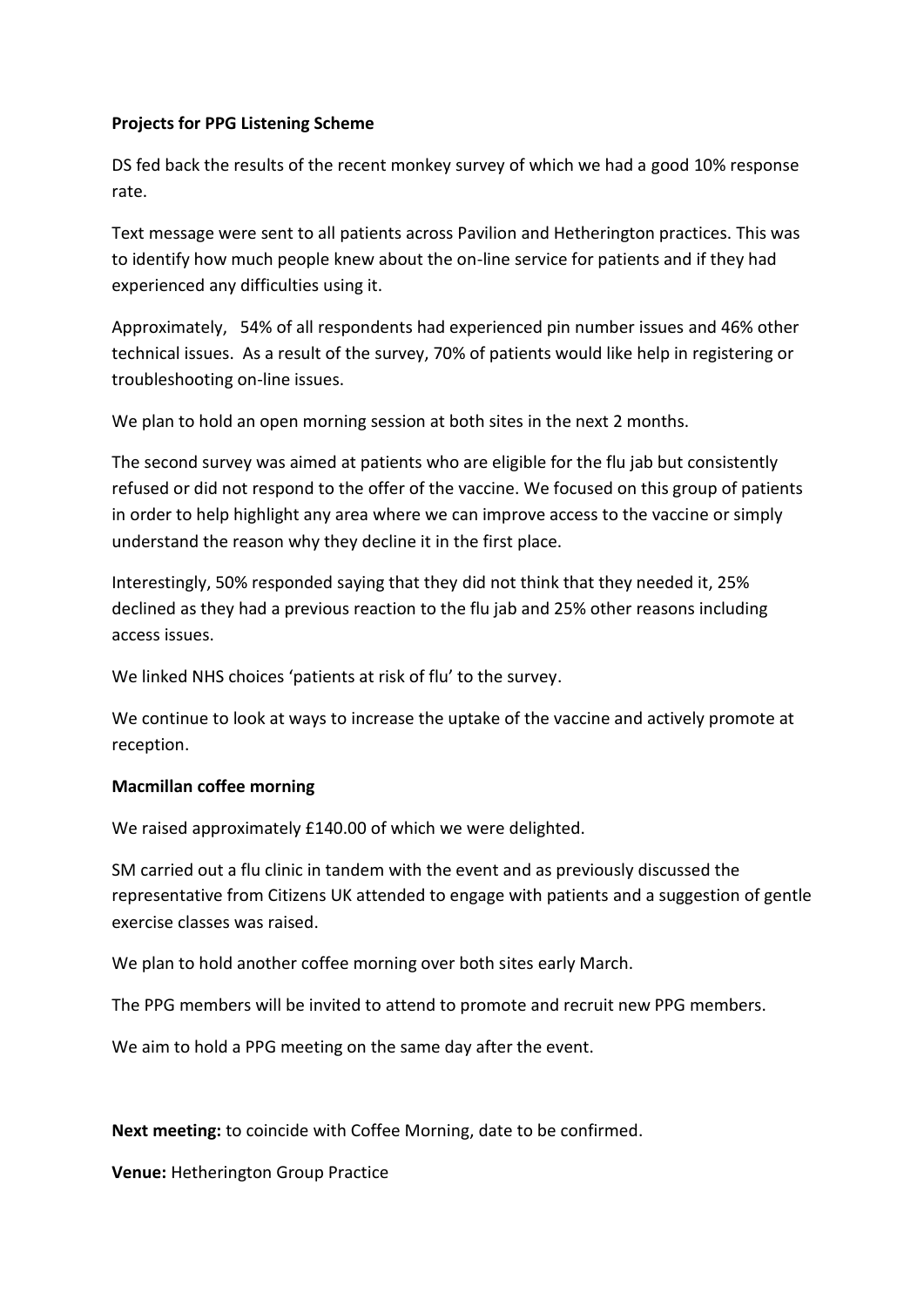**Projects for PPG Listening Scheme**

DS fed back the results of the recent monkey survey of which we had a good 10% response rate.

Text message were sent to all patients across Pavilion and Hetherington practices. This was to identify how much people knew about the on-line service for patients and if they had experienced any difficulties using it.

Approximately, 54% of all respondents had experienced pin number issues and 46% other technical issues. As a result of the survey, 70% of patients would like help in registering or troubleshooting on-line issues.

We plan to hold an open morning session at both sites in the next 2 months.

The second survey was aimed at patients who are eligible for the flu jab but consistently refused or did not respond to the offer of the vaccine. We focused on this group of patients in order to help highlight any area where we can improve access to the vaccine or simply understand the reason why they decline it in the first place.

Interestingly, 50% responded saying that they did not think that they needed it, 25% declined as they had a previous reaction to the flu jab and 25% other reasons including access issues.

We linked NHS choices 'patients at risk of flu' to the survey.

We continue to look at ways to increase the uptake of the vaccine and actively promote at reception.

**Macmillan coffee morning**

We raised approximately £140.00 of which we were delighted.

SM carried out a flu clinic in tandem with the event and as previously discussed the representative from Citizens UK attended to engage with patients and a suggestion of gentle exercise classes was raised.

We plan to hold another coffee morning over both sites early March.

The PPG members will be invited to attend to promote and recruit new PPG members.

We aim to hold a PPG meeting on the same day after the event.

**Next meeting:** to coincide with Coffee Morning, date to be confirmed.

**Venue:** Hetherington Group Practice